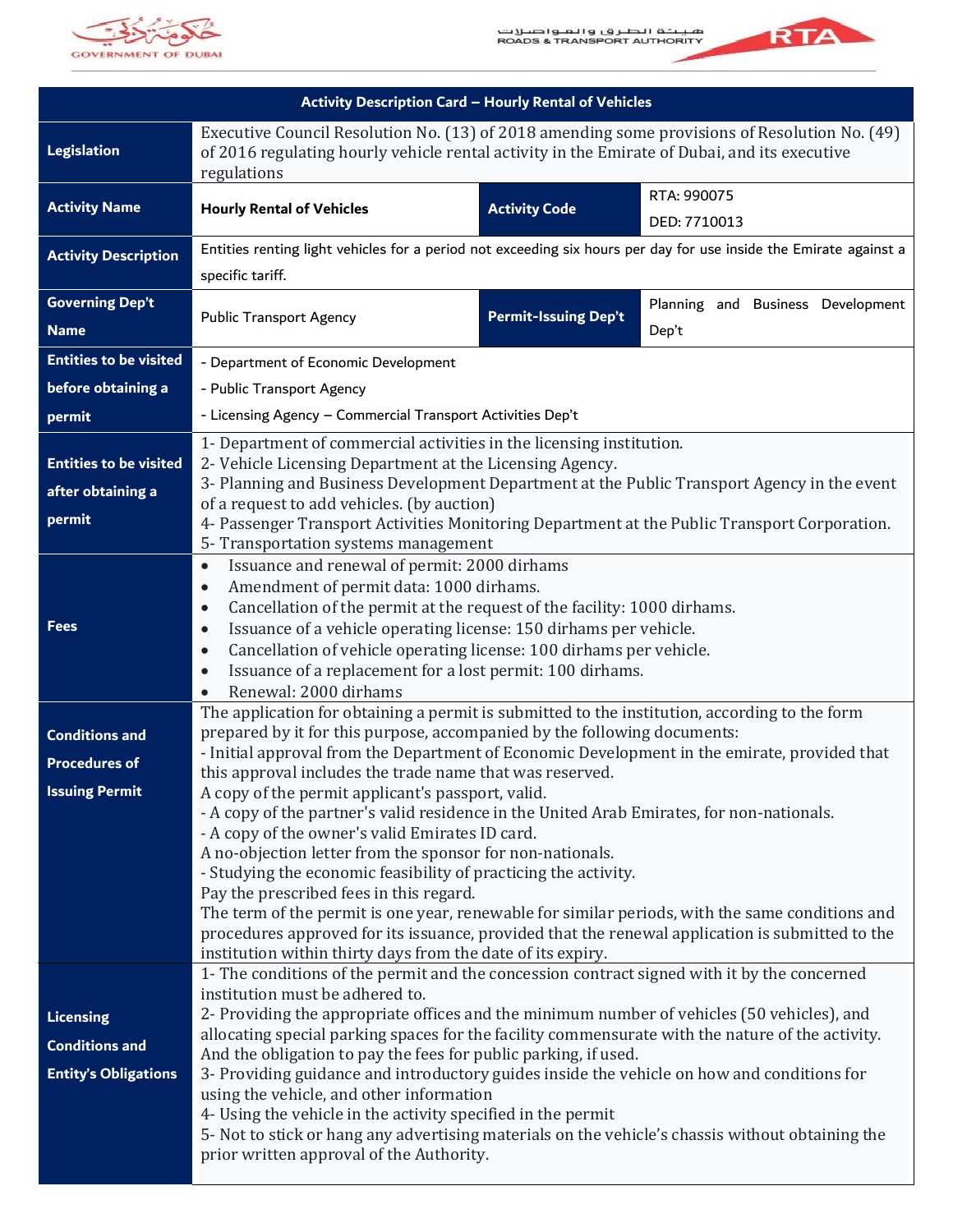## Activity Description Card – Hourly Rental of Vehicles

| | | | |
|---|---|---|---|
| **Legislation** | Executive Council Resolution No. (13) of 2018 amending some provisions of Resolution No. (49) of 2016 regulating hourly vehicle rental activity in the Emirate of Dubai, and its executive regulations | | |
| **Activity Name** | **Hourly Rental of Vehicles** | **Activity Code** | RTA: 990075<br>DED: 7710013 |
| **Activity Description** | Entities renting light vehicles for a period not exceeding six hours per day for use inside the Emirate against a specific tariff. | | |
| **Governing Dep't Name** | Public Transport Agency | **Permit-Issuing Dep't** | Planning and Business Development Dep't |
| **Entities to be visited before obtaining a permit** | - Department of Economic Development<br>- Public Transport Agency<br>- Licensing Agency – Commercial Transport Activities Dep't | | |
| **Entities to be visited after obtaining a permit** | 1- Department of commercial activities in the licensing institution.<br>2- Vehicle Licensing Department at the Licensing Agency.<br>3- Planning and Business Development Department at the Public Transport Agency in the event of a request to add vehicles. (by auction)<br>4- Passenger Transport Activities Monitoring Department at the Public Transport Corporation.<br>5- Transportation systems management | | |
| **Fees** | • Issuance and renewal of permit: 2000 dirhams<br>• Amendment of permit data: 1000 dirhams.<br>• Cancellation of the permit at the request of the facility: 1000 dirhams.<br>• Issuance of a vehicle operating license: 150 dirhams per vehicle.<br>• Cancellation of vehicle operating license: 100 dirhams per vehicle.<br>• Issuance of a replacement for a lost permit: 100 dirhams.<br>• Renewal: 2000 dirhams | | |
| **Conditions and Procedures of Issuing Permit** | The application for obtaining a permit is submitted to the institution, according to the form prepared by it for this purpose, accompanied by the following documents:<br>- Initial approval from the Department of Economic Development in the emirate, provided that this approval includes the trade name that was reserved.<br>A copy of the permit applicant's passport, valid.<br>- A copy of the partner's valid residence in the United Arab Emirates, for non-nationals.<br>- A copy of the owner's valid Emirates ID card.<br>A no-objection letter from the sponsor for non-nationals.<br>- Studying the economic feasibility of practicing the activity.<br>Pay the prescribed fees in this regard.<br>The term of the permit is one year, renewable for similar periods, with the same conditions and procedures approved for its issuance, provided that the renewal application is submitted to the institution within thirty days from the date of its expiry. | | |
| **Licensing Conditions and Entity's Obligations** | 1- The conditions of the permit and the concession contract signed with it by the concerned institution must be adhered to.<br>2- Providing the appropriate offices and the minimum number of vehicles (50 vehicles), and allocating special parking spaces for the facility commensurate with the nature of the activity. And the obligation to pay the fees for public parking, if used.<br>3- Providing guidance and introductory guides inside the vehicle on how and conditions for using the vehicle, and other information<br>4- Using the vehicle in the activity specified in the permit<br>5- Not to stick or hang any advertising materials on the vehicle's chassis without obtaining the prior written approval of the Authority. | | |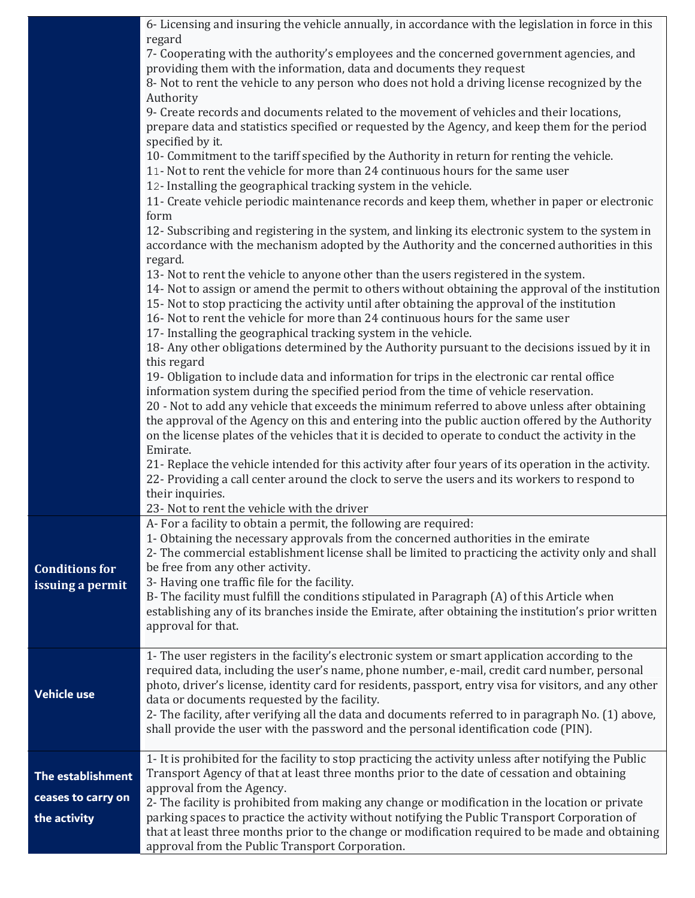| | |
|---|---|
| | 6- Licensing and insuring the vehicle annually, in accordance with the legislation in force in this regard<br>7- Cooperating with the authority's employees and the concerned government agencies, and providing them with the information, data and documents they request<br>8- Not to rent the vehicle to any person who does not hold a driving license recognized by the Authority<br>9- Create records and documents related to the movement of vehicles and their locations, prepare data and statistics specified or requested by the Agency, and keep them for the period specified by it.<br>10- Commitment to the tariff specified by the Authority in return for renting the vehicle.<br>11- Not to rent the vehicle for more than 24 continuous hours for the same user<br>12- Installing the geographical tracking system in the vehicle.<br>11- Create vehicle periodic maintenance records and keep them, whether in paper or electronic form<br>12- Subscribing and registering in the system, and linking its electronic system to the system in accordance with the mechanism adopted by the Authority and the concerned authorities in this regard.<br>13- Not to rent the vehicle to anyone other than the users registered in the system.<br>14- Not to assign or amend the permit to others without obtaining the approval of the institution<br>15- Not to stop practicing the activity until after obtaining the approval of the institution<br>16- Not to rent the vehicle for more than 24 continuous hours for the same user<br>17- Installing the geographical tracking system in the vehicle.<br>18- Any other obligations determined by the Authority pursuant to the decisions issued by it in this regard<br>19- Obligation to include data and information for trips in the electronic car rental office information system during the specified period from the time of vehicle reservation.<br>20 - Not to add any vehicle that exceeds the minimum referred to above unless after obtaining the approval of the Agency on this and entering into the public auction offered by the Authority on the license plates of the vehicles that it is decided to operate to conduct the activity in the Emirate.<br>21- Replace the vehicle intended for this activity after four years of its operation in the activity.<br>22- Providing a call center around the clock to serve the users and its workers to respond to their inquiries.<br>23- Not to rent the vehicle with the driver |
| **Conditions for issuing a permit** | A- For a facility to obtain a permit, the following are required:<br>1- Obtaining the necessary approvals from the concerned authorities in the emirate<br>2- The commercial establishment license shall be limited to practicing the activity only and shall be free from any other activity.<br>3- Having one traffic file for the facility.<br>B- The facility must fulfill the conditions stipulated in Paragraph (A) of this Article when establishing any of its branches inside the Emirate, after obtaining the institution's prior written approval for that. |
| **Vehicle use** | 1- The user registers in the facility's electronic system or smart application according to the required data, including the user's name, phone number, e-mail, credit card number, personal photo, driver's license, identity card for residents, passport, entry visa for visitors, and any other data or documents requested by the facility.<br>2- The facility, after verifying all the data and documents referred to in paragraph No. (1) above, shall provide the user with the password and the personal identification code (PIN). |
| **The establishment ceases to carry on the activity** | 1- It is prohibited for the facility to stop practicing the activity unless after notifying the Public Transport Agency of that at least three months prior to the date of cessation and obtaining approval from the Agency.<br>2- The facility is prohibited from making any change or modification in the location or private parking spaces to practice the activity without notifying the Public Transport Corporation of that at least three months prior to the change or modification required to be made and obtaining approval from the Public Transport Corporation. |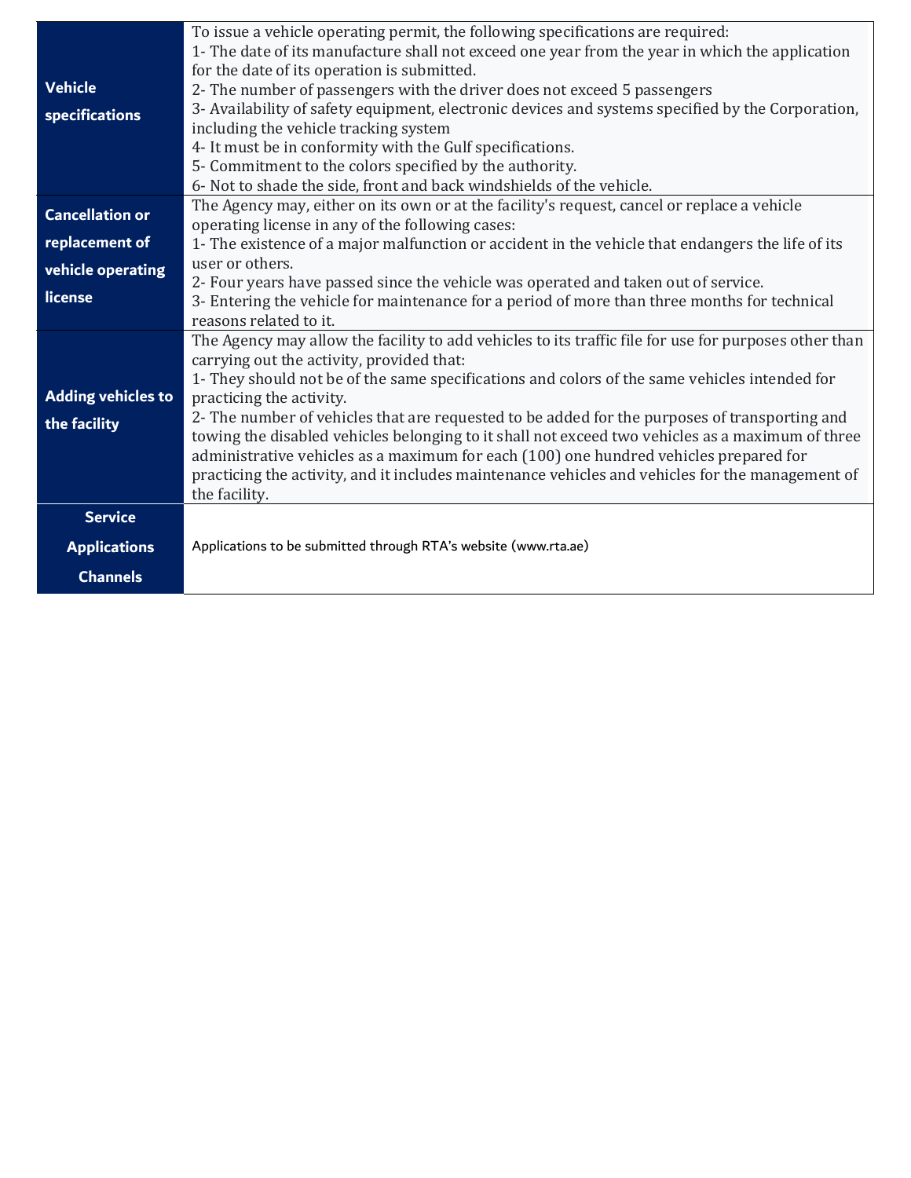| | |
|---|---|
| **Vehicle specifications** | To issue a vehicle operating permit, the following specifications are required:<br>1- The date of its manufacture shall not exceed one year from the year in which the application for the date of its operation is submitted.<br>2- The number of passengers with the driver does not exceed 5 passengers<br>3- Availability of safety equipment, electronic devices and systems specified by the Corporation, including the vehicle tracking system<br>4- It must be in conformity with the Gulf specifications.<br>5- Commitment to the colors specified by the authority.<br>6- Not to shade the side, front and back windshields of the vehicle. |
| **Cancellation or replacement of vehicle operating license** | The Agency may, either on its own or at the facility's request, cancel or replace a vehicle operating license in any of the following cases:<br>1- The existence of a major malfunction or accident in the vehicle that endangers the life of its user or others.<br>2- Four years have passed since the vehicle was operated and taken out of service.<br>3- Entering the vehicle for maintenance for a period of more than three months for technical reasons related to it. |
| **Adding vehicles to the facility** | The Agency may allow the facility to add vehicles to its traffic file for use for purposes other than carrying out the activity, provided that:<br>1- They should not be of the same specifications and colors of the same vehicles intended for practicing the activity.<br>2- The number of vehicles that are requested to be added for the purposes of transporting and towing the disabled vehicles belonging to it shall not exceed two vehicles as a maximum of three administrative vehicles as a maximum for each (100) one hundred vehicles prepared for practicing the activity, and it includes maintenance vehicles and vehicles for the management of the facility. |
| **Service Applications Channels** | Applications to be submitted through RTA's website (www.rta.ae) |